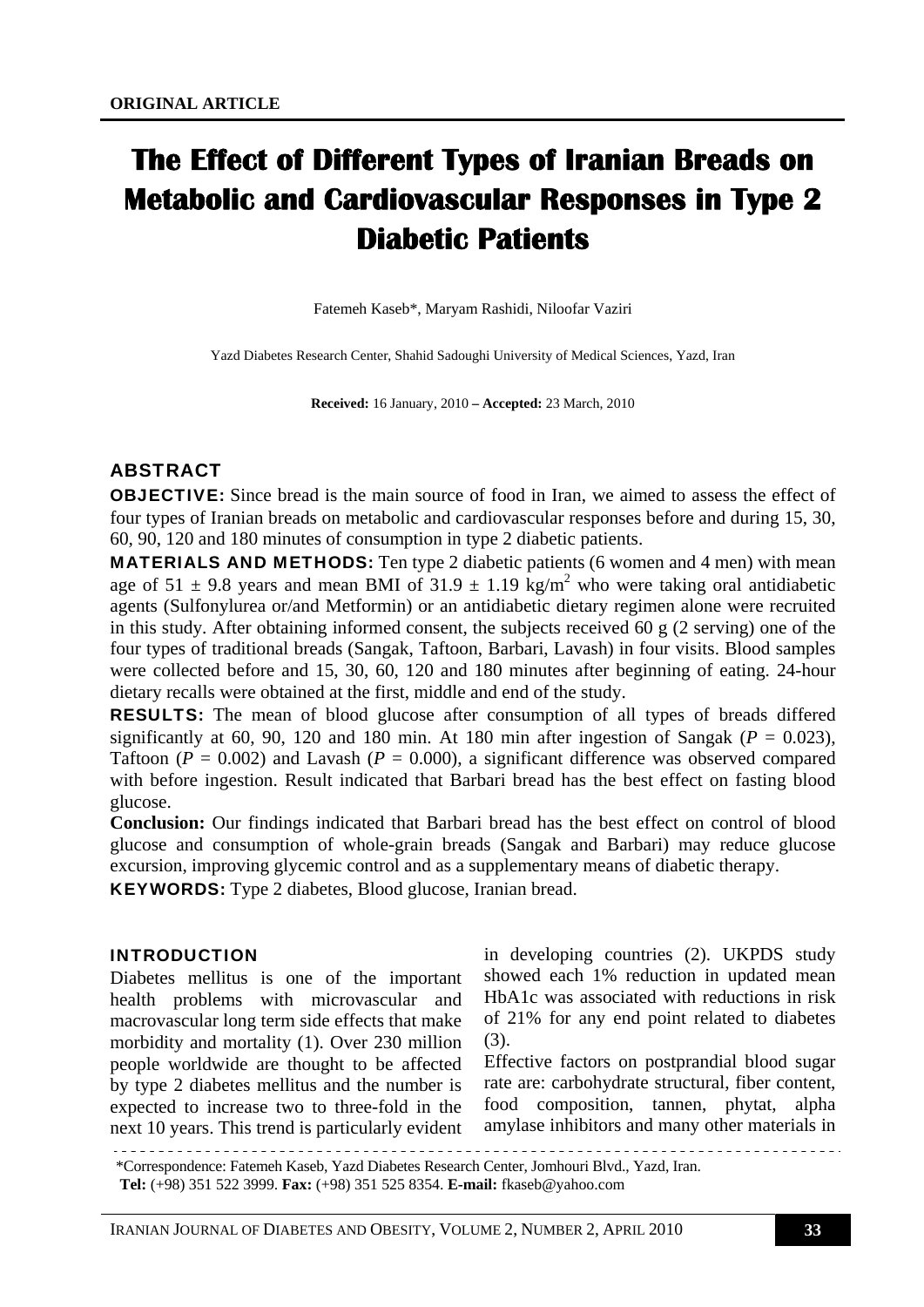**ORIGINAL ARTICLE**

# The Effect of Different Types of Iranian Breads on Metabolic and Cardiovascular Responses in Type 2 Diabetic Patients

Fatemeh Kaseb*, Maryam Rashidi, Niloofar Vaziri

Yazd Diabetes Research Center, Shahid Sadoughi University of Medical Sciences, Yazd, Iran

**Received:** 16 January, 2010 **– Accepted:** 23 March, 2010

## ABSTRACT

**OBJECTIVE:** Since bread is the main source of food in Iran, we aimed to assess the effect of four types of Iranian breads on metabolic and cardiovascular responses before and during 15, 30, 60, 90, 120 and 180 minutes of consumption in type 2 diabetic patients.

**MATERIALS AND METHODS:** Ten type 2 diabetic patients (6 women and 4 men) with mean age of 51 ± 9.8 years and mean BMI of 31.9 ± 1.19 kg/m$^2$ who were taking oral antidiabetic agents (Sulfonylurea or/and Metformin) or an antidiabetic dietary regimen alone were recruited in this study. After obtaining informed consent, the subjects received 60 g (2 serving) one of the four types of traditional breads (Sangak, Taftoon, Barbari, Lavash) in four visits. Blood samples were collected before and 15, 30, 60, 120 and 180 minutes after beginning of eating. 24-hour dietary recalls were obtained at the first, middle and end of the study.

**RESULTS:** The mean of blood glucose after consumption of all types of breads differed significantly at 60, 90, 120 and 180 min. At 180 min after ingestion of Sangak ($P$ = 0.023), Taftoon ($P$ = 0.002) and Lavash ($P$ = 0.000), a significant difference was observed compared with before ingestion. Result indicated that Barbari bread has the best effect on fasting blood glucose.

**Conclusion:** Our findings indicated that Barbari bread has the best effect on control of blood glucose and consumption of whole-grain breads (Sangak and Barbari) may reduce glucose excursion, improving glycemic control and as a supplementary means of diabetic therapy.

**KEYWORDS:** Type 2 diabetes, Blood glucose, Iranian bread.

## INTRODUCTION

Diabetes mellitus is one of the important health problems with microvascular and macrovascular long term side effects that make morbidity and mortality (1). Over 230 million people worldwide are thought to be affected by type 2 diabetes mellitus and the number is expected to increase two to three-fold in the next 10 years. This trend is particularly evident in developing countries (2). UKPDS study showed each 1% reduction in updated mean HbA1c was associated with reductions in risk of 21% for any end point related to diabetes (3).

Effective factors on postprandial blood sugar rate are: carbohydrate structural, fiber content, food composition, tannen, phytat, alpha amylase inhibitors and many other materials in

*Correspondence: Fatemeh Kaseb, Yazd Diabetes Research Center, Jomhouri Blvd., Yazd, Iran. **Tel:** (+98) 351 522 3999. **Fax:** (+98) 351 525 8354. **E-mail:** fkaseb@yahoo.com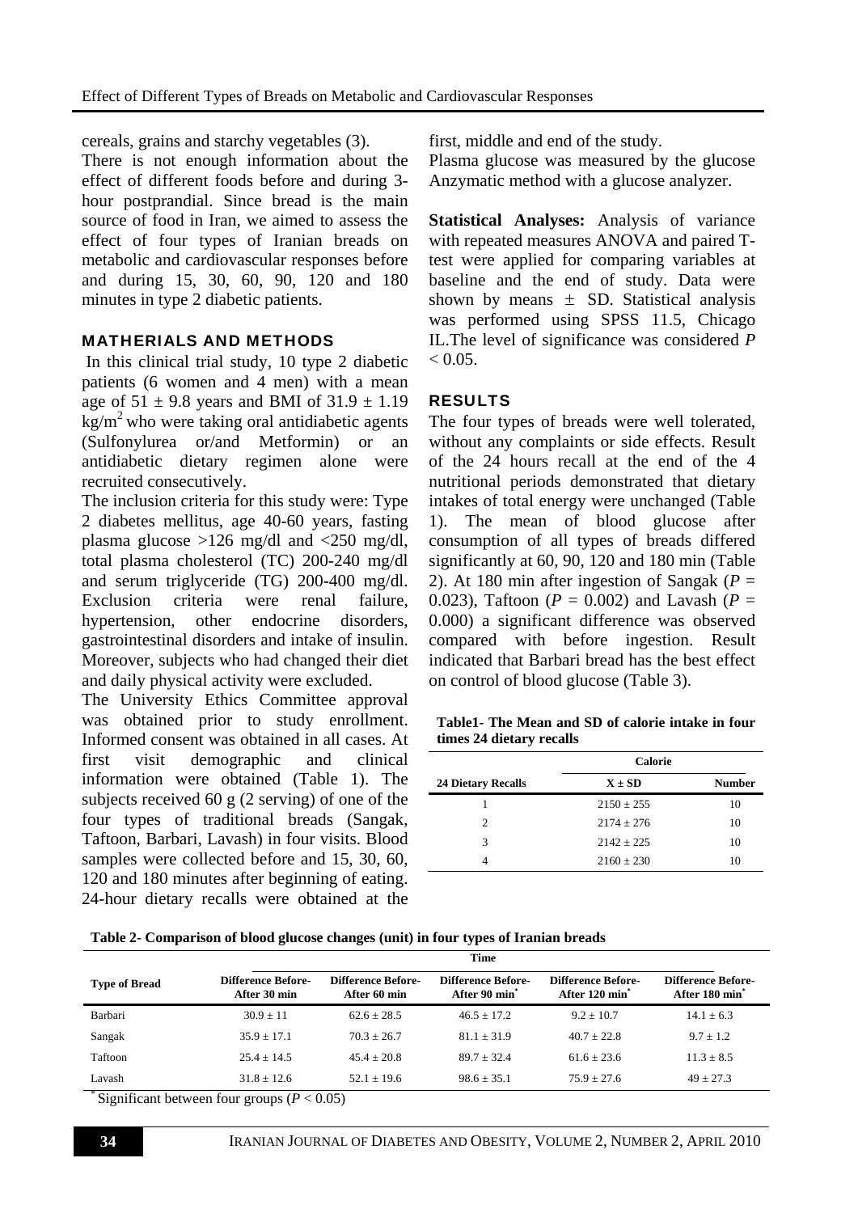cereals, grains and starchy vegetables (3).

There is not enough information about the effect of different foods before and during 3-hour postprandial. Since bread is the main source of food in Iran, we aimed to assess the effect of four types of Iranian breads on metabolic and cardiovascular responses before and during 15, 30, 60, 90, 120 and 180 minutes in type 2 diabetic patients.

## MATHERIALS AND METHODS

In this clinical trial study, 10 type 2 diabetic patients (6 women and 4 men) with a mean age of 51 ± 9.8 years and BMI of 31.9 ± 1.19 $kg/m^2$ who were taking oral antidiabetic agents (Sulfonylurea or/and Metformin) or an antidiabetic dietary regimen alone were recruited consecutively.

The inclusion criteria for this study were: Type 2 diabetes mellitus, age 40-60 years, fasting plasma glucose >126 mg/dl and <250 mg/dl, total plasma cholesterol (TC) 200-240 mg/dl and serum triglyceride (TG) 200-400 mg/dl. Exclusion criteria were renal failure, hypertension, other endocrine disorders, gastrointestinal disorders and intake of insulin. Moreover, subjects who had changed their diet and daily physical activity were excluded.

The University Ethics Committee approval was obtained prior to study enrollment. Informed consent was obtained in all cases. At first visit demographic and clinical information were obtained (Table 1). The subjects received 60 g (2 serving) of one of the four types of traditional breads (Sangak, Taftoon, Barbari, Lavash) in four visits. Blood samples were collected before and 15, 30, 60, 120 and 180 minutes after beginning of eating. 24-hour dietary recalls were obtained at the first, middle and end of the study.

Plasma glucose was measured by the glucose Anzymatic method with a glucose analyzer.

**Statistical Analyses:** Analysis of variance with repeated measures ANOVA and paired T-test were applied for comparing variables at baseline and the end of study. Data were shown by means ± SD. Statistical analysis was performed using SPSS 11.5, Chicago IL.The level of significance was considered $P < 0.05$.

## RESULTS

The four types of breads were well tolerated, without any complaints or side effects. Result of the 24 hours recall at the end of the 4 nutritional periods demonstrated that dietary intakes of total energy were unchanged (Table 1). The mean of blood glucose after consumption of all types of breads differed significantly at 60, 90, 120 and 180 min (Table 2). At 180 min after ingestion of Sangak ($P$ = 0.023), Taftoon ($P$ = 0.002) and Lavash ($P$ = 0.000) a significant difference was observed compared with before ingestion. Result indicated that Barbari bread has the best effect on control of blood glucose (Table 3).

**Table1- The Mean and SD of calorie intake in four times 24 dietary recalls**

| 24 Dietary Recalls | Calorie | |
|---|---|---|
| | X ± SD | Number |
| 1 | 2150 ± 255 | 10 |
| 2 | 2174 ± 276 | 10 |
| 3 | 2142 ± 225 | 10 |
| 4 | 2160 ± 230 | 10 |

**Table 2- Comparison of blood glucose changes (unit) in four types of Iranian breads**

| Type of Bread | Time | | | | |
|---|---|---|---|---|---|
| | Difference Before-After 30 min | Difference Before-After 60 min | Difference Before-After 90 min* | Difference Before-After 120 min* | Difference Before-After 180 min* |
| Barbari | 30.9 ± 11 | 62.6 ± 28.5 | 46.5 ± 17.2 | 9.2 ± 10.7 | 14.1 ± 6.3 |
| Sangak | 35.9 ± 17.1 | 70.3 ± 26.7 | 81.1 ± 31.9 | 40.7 ± 22.8 | 9.7 ± 1.2 |
| Taftoon | 25.4 ± 14.5 | 45.4 ± 20.8 | 89.7 ± 32.4 | 61.6 ± 23.6 | 11.3 ± 8.5 |
| Lavash | 31.8 ± 12.6 | 52.1 ± 19.6 | 98.6 ± 35.1 | 75.9 ± 27.6 | 49 ± 27.3 |

* Significant between four groups ($P < 0.05$)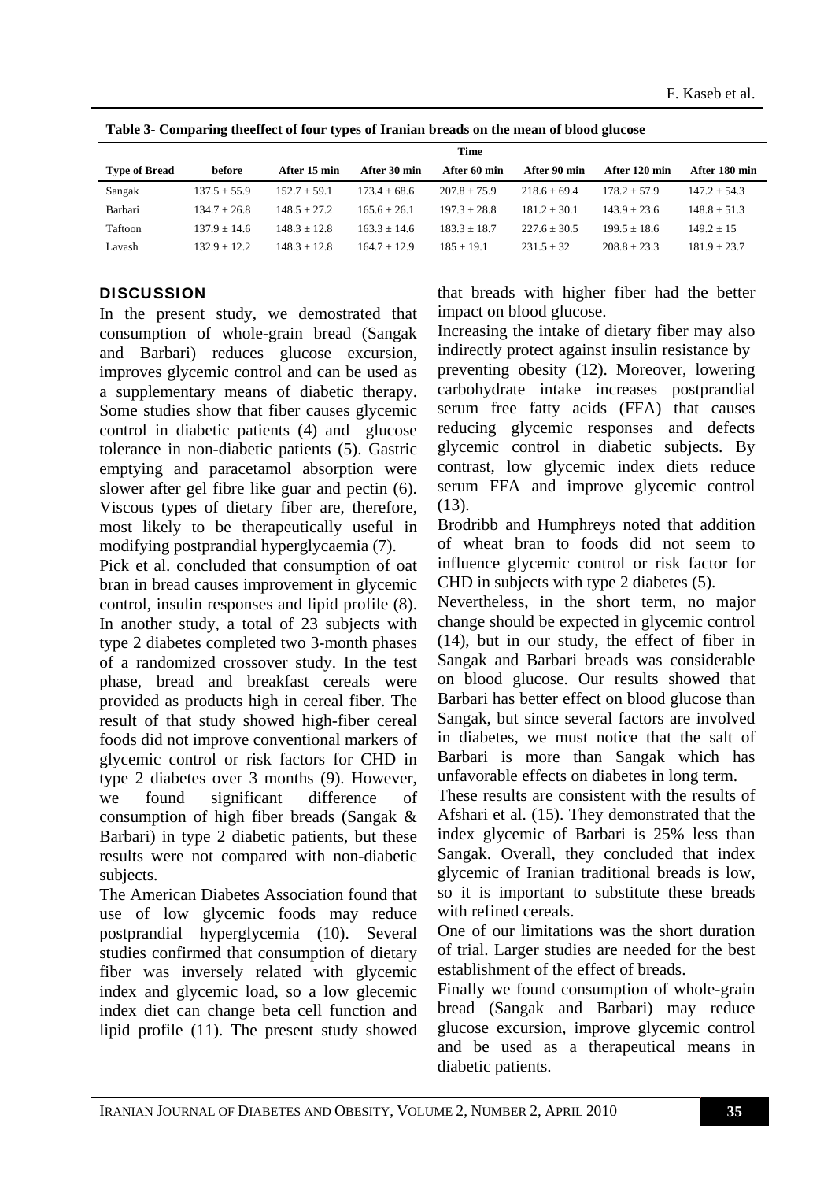**Table 3- Comparing theeffect of four types of Iranian breads on the mean of blood glucose**

| Type of Bread | Time | | | | | | |
|---|---|---|---|---|---|---|---|
| | before | After 15 min | After 30 min | After 60 min | After 90 min | After 120 min | After 180 min |
| Sangak | 137.5 ± 55.9 | 152.7 ± 59.1 | 173.4 ± 68.6 | 207.8 ± 75.9 | 218.6 ± 69.4 | 178.2 ± 57.9 | 147.2 ± 54.3 |
| Barbari | 134.7 ± 26.8 | 148.5 ± 27.2 | 165.6 ± 26.1 | 197.3 ± 28.8 | 181.2 ± 30.1 | 143.9 ± 23.6 | 148.8 ± 51.3 |
| Taftoon | 137.9 ± 14.6 | 148.3 ± 12.8 | 163.3 ± 14.6 | 183.3 ± 18.7 | 227.6 ± 30.5 | 199.5 ± 18.6 | 149.2 ± 15 |
| Lavash | 132.9 ± 12.2 | 148.3 ± 12.8 | 164.7 ± 12.9 | 185 ± 19.1 | 231.5 ± 32 | 208.8 ± 23.3 | 181.9 ± 23.7 |

## DISCUSSION

In the present study, we demostrated that consumption of whole-grain bread (Sangak and Barbari) reduces glucose excursion, improves glycemic control and can be used as a supplementary means of diabetic therapy. Some studies show that fiber causes glycemic control in diabetic patients (4) and glucose tolerance in non-diabetic patients (5). Gastric emptying and paracetamol absorption were slower after gel fibre like guar and pectin (6). Viscous types of dietary fiber are, therefore, most likely to be therapeutically useful in modifying postprandial hyperglycaemia (7).

Pick et al. concluded that consumption of oat bran in bread causes improvement in glycemic control, insulin responses and lipid profile (8). In another study, a total of 23 subjects with type 2 diabetes completed two 3-month phases of a randomized crossover study. In the test phase, bread and breakfast cereals were provided as products high in cereal fiber. The result of that study showed high-fiber cereal foods did not improve conventional markers of glycemic control or risk factors for CHD in type 2 diabetes over 3 months (9). However, we found significant difference of consumption of high fiber breads (Sangak & Barbari) in type 2 diabetic patients, but these results were not compared with non-diabetic subjects.

The American Diabetes Association found that use of low glycemic foods may reduce postprandial hyperglycemia (10). Several studies confirmed that consumption of dietary fiber was inversely related with glycemic index and glycemic load, so a low glecemic index diet can change beta cell function and lipid profile (11). The present study showed that breads with higher fiber had the better impact on blood glucose.

Increasing the intake of dietary fiber may also indirectly protect against insulin resistance by preventing obesity (12). Moreover, lowering carbohydrate intake increases postprandial serum free fatty acids (FFA) that causes reducing glycemic responses and defects glycemic control in diabetic subjects. By contrast, low glycemic index diets reduce serum FFA and improve glycemic control (13).

Brodribb and Humphreys noted that addition of wheat bran to foods did not seem to influence glycemic control or risk factor for CHD in subjects with type 2 diabetes (5).

Nevertheless, in the short term, no major change should be expected in glycemic control (14), but in our study, the effect of fiber in Sangak and Barbari breads was considerable on blood glucose. Our results showed that Barbari has better effect on blood glucose than Sangak, but since several factors are involved in diabetes, we must notice that the salt of Barbari is more than Sangak which has unfavorable effects on diabetes in long term.

These results are consistent with the results of Afshari et al. (15). They demonstrated that the index glycemic of Barbari is 25% less than Sangak. Overall, they concluded that index glycemic of Iranian traditional breads is low, so it is important to substitute these breads with refined cereals.

One of our limitations was the short duration of trial. Larger studies are needed for the best establishment of the effect of breads.

Finally we found consumption of whole-grain bread (Sangak and Barbari) may reduce glucose excursion, improve glycemic control and be used as a therapeutical means in diabetic patients.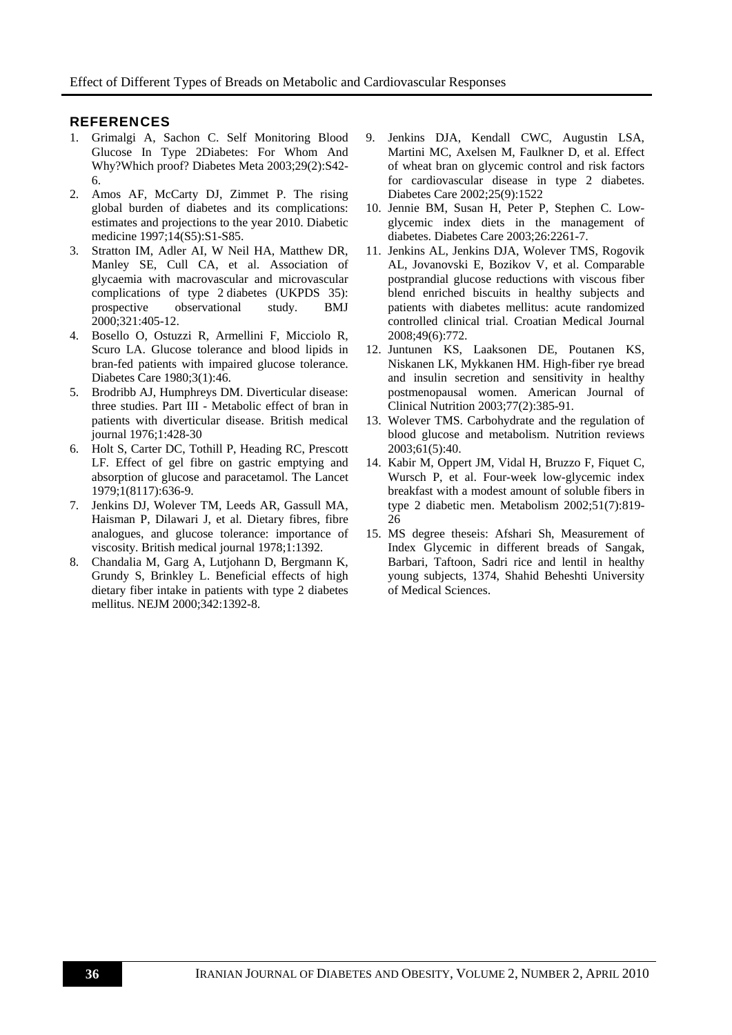## REFERENCES

1. Grimalgi A, Sachon C. Self Monitoring Blood Glucose In Type 2Diabetes: For Whom And Why?Which proof? Diabetes Meta 2003;29(2):S42-6.
2. Amos AF, McCarty DJ, Zimmet P. The rising global burden of diabetes and its complications: estimates and projections to the year 2010. Diabetic medicine 1997;14(S5):S1-S85.
3. Stratton IM, Adler AI, W Neil HA, Matthew DR, Manley SE, Cull CA, et al. Association of glycaemia with macrovascular and microvascular complications of type 2 diabetes (UKPDS 35): prospective observational study. BMJ 2000;321:405-12.
4. Bosello O, Ostuzzi R, Armellini F, Micciolo R, Scuro LA. Glucose tolerance and blood lipids in bran-fed patients with impaired glucose tolerance. Diabetes Care 1980;3(1):46.
5. Brodribb AJ, Humphreys DM. Diverticular disease: three studies. Part III - Metabolic effect of bran in patients with diverticular disease. British medical journal 1976;1:428-30
6. Holt S, Carter DC, Tothill P, Heading RC, Prescott LF. Effect of gel fibre on gastric emptying and absorption of glucose and paracetamol. The Lancet 1979;1(8117):636-9.
7. Jenkins DJ, Wolever TM, Leeds AR, Gassull MA, Haisman P, Dilawari J, et al. Dietary fibres, fibre analogues, and glucose tolerance: importance of viscosity. British medical journal 1978;1:1392.
8. Chandalia M, Garg A, Lutjohann D, Bergmann K, Grundy S, Brinkley L. Beneficial effects of high dietary fiber intake in patients with type 2 diabetes mellitus. NEJM 2000;342:1392-8.
9. Jenkins DJA, Kendall CWC, Augustin LSA, Martini MC, Axelsen M, Faulkner D, et al. Effect of wheat bran on glycemic control and risk factors for cardiovascular disease in type 2 diabetes. Diabetes Care 2002;25(9):1522
10. Jennie BM, Susan H, Peter P, Stephen C. Low-glycemic index diets in the management of diabetes. Diabetes Care 2003;26:2261-7.
11. Jenkins AL, Jenkins DJA, Wolever TMS, Rogovik AL, Jovanovski E, Bozikov V, et al. Comparable postprandial glucose reductions with viscous fiber blend enriched biscuits in healthy subjects and patients with diabetes mellitus: acute randomized controlled clinical trial. Croatian Medical Journal 2008;49(6):772.
12. Juntunen KS, Laaksonen DE, Poutanen KS, Niskanen LK, Mykkanen HM. High-fiber rye bread and insulin secretion and sensitivity in healthy postmenopausal women. American Journal of Clinical Nutrition 2003;77(2):385-91.
13. Wolever TMS. Carbohydrate and the regulation of blood glucose and metabolism. Nutrition reviews 2003;61(5):40.
14. Kabir M, Oppert JM, Vidal H, Bruzzo F, Fiquet C, Wursch P, et al. Four-week low-glycemic index breakfast with a modest amount of soluble fibers in type 2 diabetic men. Metabolism 2002;51(7):819-26
15. MS degree theseis: Afshari Sh, Measurement of Index Glycemic in different breads of Sangak, Barbari, Taftoon, Sadri rice and lentil in healthy young subjects, 1374, Shahid Beheshti University of Medical Sciences.